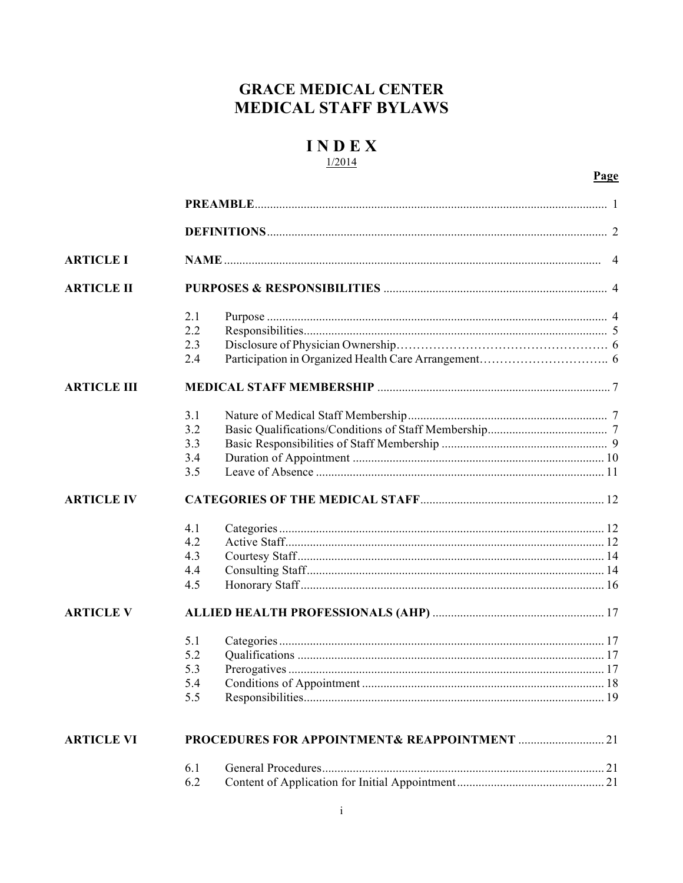# GRACE MEDICAL CENTER
# MEDICAL STAFF BYLAWS

## I N D E X

1/2014

| | | | Page |
|---|---|---|---|
| | **PREAMBLE** | | 1 |
| | **DEFINITIONS** | | 2 |
| **ARTICLE I** | **NAME** | | 4 |
| **ARTICLE II** | **PURPOSES & RESPONSIBILITIES** | | 4 |
| | 2.1 | Purpose | 4 |
| | 2.2 | Responsibilities | 5 |
| | 2.3 | Disclosure of Physician Ownership | 6 |
| | 2.4 | Participation in Organized Health Care Arrangement | 6 |
| **ARTICLE III** | **MEDICAL STAFF MEMBERSHIP** | | 7 |
| | 3.1 | Nature of Medical Staff Membership | 7 |
| | 3.2 | Basic Qualifications/Conditions of Staff Membership | 7 |
| | 3.3 | Basic Responsibilities of Staff Membership | 9 |
| | 3.4 | Duration of Appointment | 10 |
| | 3.5 | Leave of Absence | 11 |
| **ARTICLE IV** | **CATEGORIES OF THE MEDICAL STAFF** | | 12 |
| | 4.1 | Categories | 12 |
| | 4.2 | Active Staff | 12 |
| | 4.3 | Courtesy Staff | 14 |
| | 4.4 | Consulting Staff | 14 |
| | 4.5 | Honorary Staff | 16 |
| **ARTICLE V** | **ALLIED HEALTH PROFESSIONALS (AHP)** | | 17 |
| | 5.1 | Categories | 17 |
| | 5.2 | Qualifications | 17 |
| | 5.3 | Prerogatives | 17 |
| | 5.4 | Conditions of Appointment | 18 |
| | 5.5 | Responsibilities | 19 |
| **ARTICLE VI** | **PROCEDURES FOR APPOINTMENT& REAPPOINTMENT** | | 21 |
| | 6.1 | General Procedures | 21 |
| | 6.2 | Content of Application for Initial Appointment | 21 |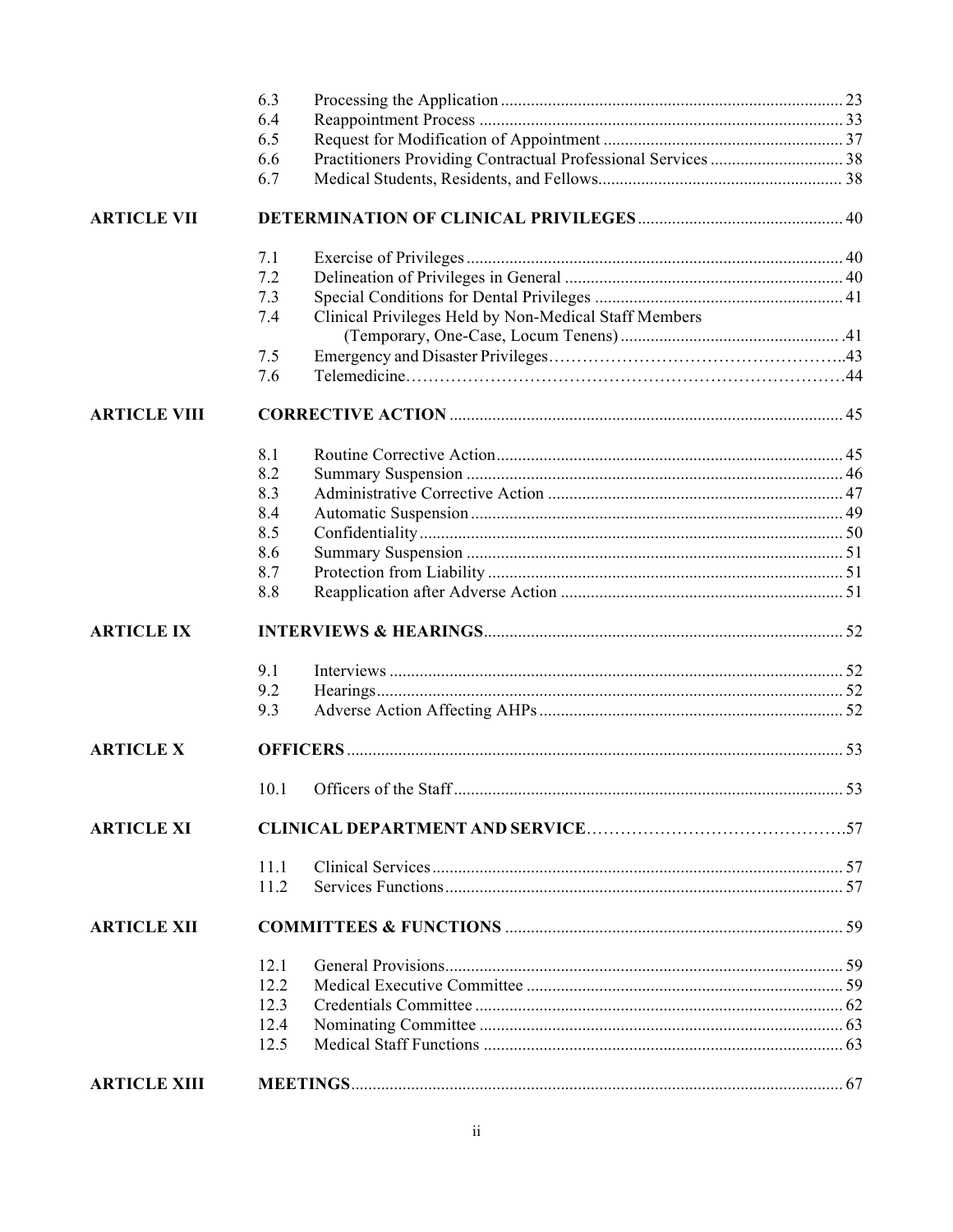| | | | |
|---|---|---|---|
| | 6.3 | Processing the Application | 23 |
| | 6.4 | Reappointment Process | 33 |
| | 6.5 | Request for Modification of Appointment | 37 |
| | 6.6 | Practitioners Providing Contractual Professional Services | 38 |
| | 6.7 | Medical Students, Residents, and Fellows | 38 |
| **ARTICLE VII** | **DETERMINATION OF CLINICAL PRIVILEGES** | | 40 |
| | 7.1 | Exercise of Privileges | 40 |
| | 7.2 | Delineation of Privileges in General | 40 |
| | 7.3 | Special Conditions for Dental Privileges | 41 |
| | 7.4 | Clinical Privileges Held by Non-Medical Staff Members (Temporary, One-Case, Locum Tenens) | 41 |
| | 7.5 | Emergency and Disaster Privileges | 43 |
| | 7.6 | Telemedicine | 44 |
| **ARTICLE VIII** | **CORRECTIVE ACTION** | | 45 |
| | 8.1 | Routine Corrective Action | 45 |
| | 8.2 | Summary Suspension | 46 |
| | 8.3 | Administrative Corrective Action | 47 |
| | 8.4 | Automatic Suspension | 49 |
| | 8.5 | Confidentiality | 50 |
| | 8.6 | Summary Suspension | 51 |
| | 8.7 | Protection from Liability | 51 |
| | 8.8 | Reapplication after Adverse Action | 51 |
| **ARTICLE IX** | **INTERVIEWS & HEARINGS** | | 52 |
| | 9.1 | Interviews | 52 |
| | 9.2 | Hearings | 52 |
| | 9.3 | Adverse Action Affecting AHPs | 52 |
| **ARTICLE X** | **OFFICERS** | | 53 |
| | 10.1 | Officers of the Staff | 53 |
| **ARTICLE XI** | **CLINICAL DEPARTMENT AND SERVICE** | | 57 |
| | 11.1 | Clinical Services | 57 |
| | 11.2 | Services Functions | 57 |
| **ARTICLE XII** | **COMMITTEES & FUNCTIONS** | | 59 |
| | 12.1 | General Provisions | 59 |
| | 12.2 | Medical Executive Committee | 59 |
| | 12.3 | Credentials Committee | 62 |
| | 12.4 | Nominating Committee | 63 |
| | 12.5 | Medical Staff Functions | 63 |
| **ARTICLE XIII** | **MEETINGS** | | 67 |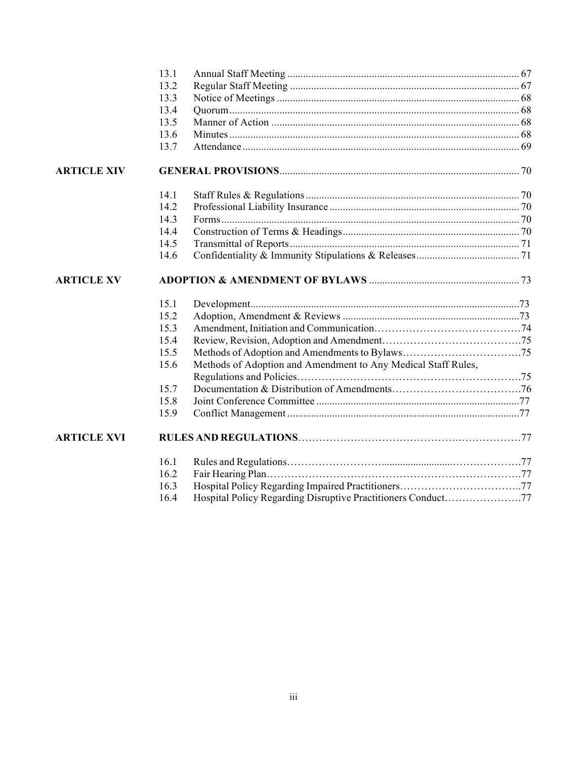| | | | |
|---|---|---|---|
| | 13.1 | Annual Staff Meeting | 67 |
| | 13.2 | Regular Staff Meeting | 67 |
| | 13.3 | Notice of Meetings | 68 |
| | 13.4 | Quorum | 68 |
| | 13.5 | Manner of Action | 68 |
| | 13.6 | Minutes | 68 |
| | 13.7 | Attendance | 69 |
| **ARTICLE XIV** | **GENERAL PROVISIONS** | | 70 |
| | 14.1 | Staff Rules & Regulations | 70 |
| | 14.2 | Professional Liability Insurance | 70 |
| | 14.3 | Forms | 70 |
| | 14.4 | Construction of Terms & Headings | 70 |
| | 14.5 | Transmittal of Reports | 71 |
| | 14.6 | Confidentiality & Immunity Stipulations & Releases | 71 |
| **ARTICLE XV** | **ADOPTION & AMENDMENT OF BYLAWS** | | 73 |
| | 15.1 | Development | 73 |
| | 15.2 | Adoption, Amendment & Reviews | 73 |
| | 15.3 | Amendment, Initiation and Communication | 74 |
| | 15.4 | Review, Revision, Adoption and Amendment | 75 |
| | 15.5 | Methods of Adoption and Amendments to Bylaws | 75 |
| | 15.6 | Methods of Adoption and Amendment to Any Medical Staff Rules, Regulations and Policies | 75 |
| | 15.7 | Documentation & Distribution of Amendments | 76 |
| | 15.8 | Joint Conference Committee | 77 |
| | 15.9 | Conflict Management | 77 |
| **ARTICLE XVI** | **RULES AND REGULATIONS** | | 77 |
| | 16.1 | Rules and Regulations | 77 |
| | 16.2 | Fair Hearing Plan | 77 |
| | 16.3 | Hospital Policy Regarding Impaired Practitioners | 77 |
| | 16.4 | Hospital Policy Regarding Disruptive Practitioners Conduct | 77 |